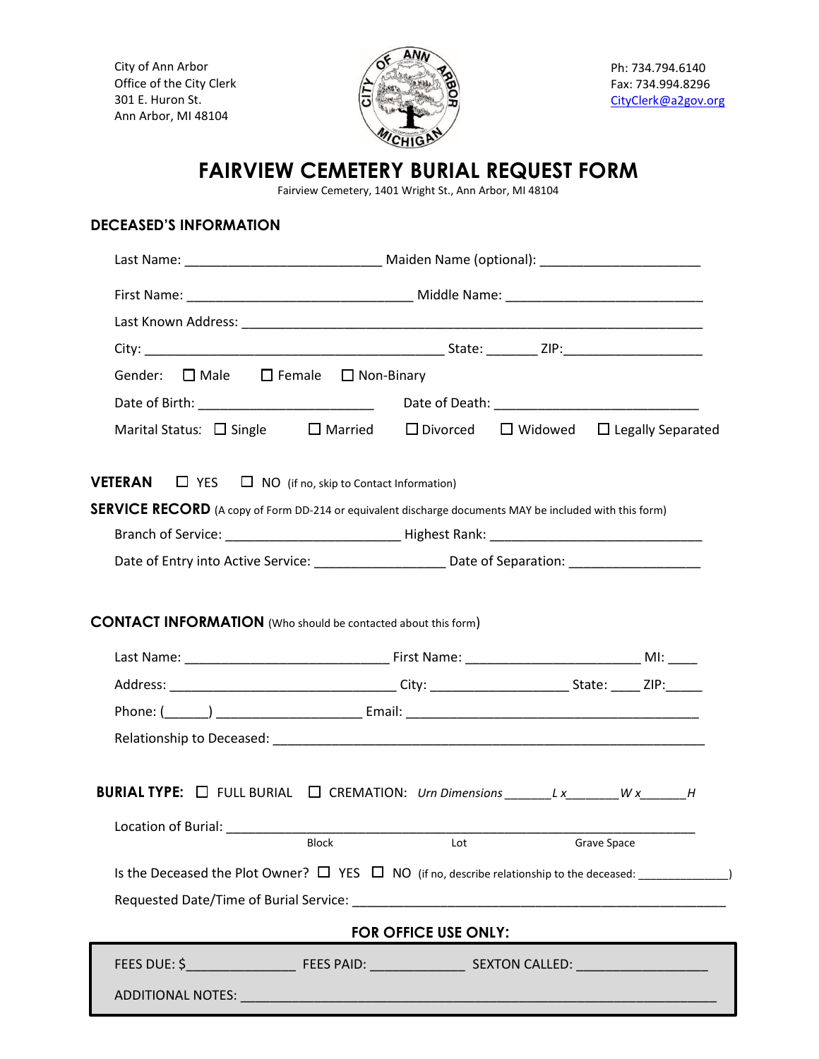City of Ann Arbor
Office of the City Clerk
301 E. Huron St.
Ann Arbor, MI 48104

Ph: 734.794.6140
Fax: 734.994.8296
CityClerk@a2gov.org

# FAIRVIEW CEMETERY BURIAL REQUEST FORM

Fairview Cemetery, 1401 Wright St., Ann Arbor, MI 48104

## DECEASED'S INFORMATION

Last Name: ___________________________ Maiden Name (optional): ______________________

First Name: _______________________________ Middle Name: ___________________________

Last Known Address: _________________________________________________________________

City: __________________________________________ State: _______ ZIP:___________________

Gender: ☐ Male ☐ Female ☐ Non-Binary

Date of Birth: ________________________ Date of Death: ____________________________

Marital Status: ☐ Single ☐ Married ☐ Divorced ☐ Widowed ☐ Legally Separated

**VETERAN** ☐ YES ☐ NO (if no, skip to Contact Information)

**SERVICE RECORD** (A copy of Form DD-214 or equivalent discharge documents MAY be included with this form)

Branch of Service: ________________________ Highest Rank: _____________________________

Date of Entry into Active Service: __________________ Date of Separation: __________________

**CONTACT INFORMATION** (Who should be contacted about this form)

Last Name: ____________________________ First Name: ________________________ MI: ____

Address: ________________________________ City: ___________________ State: ____ ZIP:_____

Phone: (______) ____________________ Email: __________________________________________

Relationship to Deceased: ______________________________________________________________

**BURIAL TYPE:** ☐ FULL BURIAL ☐ CREMATION: *Urn Dimensions* _______*L x*________*W x*_______*H*

Location of Burial: ____________________________________________________________________
Block Lot Grave Space

Is the Deceased the Plot Owner? ☐ YES ☐ NO (if no, describe relationship to the deceased: ______________)

Requested Date/Time of Burial Service: _____________________________________________________

**FOR OFFICE USE ONLY:**

FEES DUE: $_______________ FEES PAID: ______________ SEXTON CALLED: __________________

ADDITIONAL NOTES: _________________________________________________________________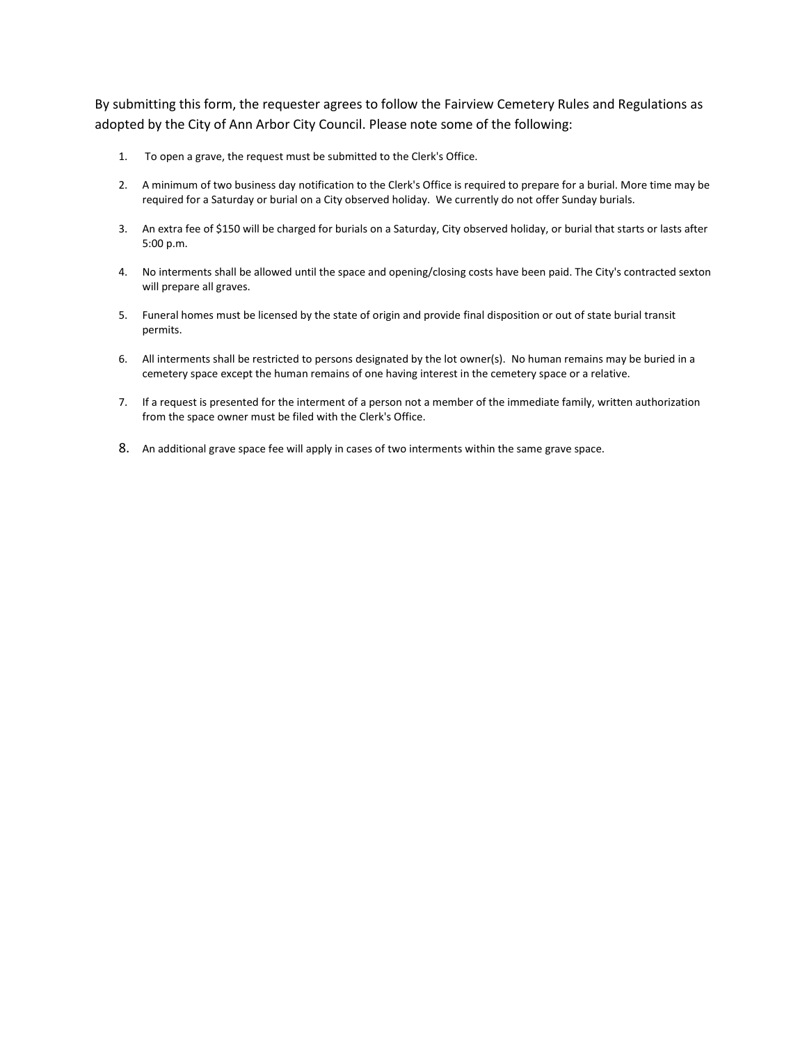By submitting this form, the requester agrees to follow the Fairview Cemetery Rules and Regulations as adopted by the City of Ann Arbor City Council. Please note some of the following:

1. To open a grave, the request must be submitted to the Clerk's Office.

2. A minimum of two business day notification to the Clerk's Office is required to prepare for a burial. More time may be required for a Saturday or burial on a City observed holiday. We currently do not offer Sunday burials.

3. An extra fee of $150 will be charged for burials on a Saturday, City observed holiday, or burial that starts or lasts after 5:00 p.m.

4. No interments shall be allowed until the space and opening/closing costs have been paid. The City's contracted sexton will prepare all graves.

5. Funeral homes must be licensed by the state of origin and provide final disposition or out of state burial transit permits.

6. All interments shall be restricted to persons designated by the lot owner(s). No human remains may be buried in a cemetery space except the human remains of one having interest in the cemetery space or a relative.

7. If a request is presented for the interment of a person not a member of the immediate family, written authorization from the space owner must be filed with the Clerk's Office.

8. An additional grave space fee will apply in cases of two interments within the same grave space.